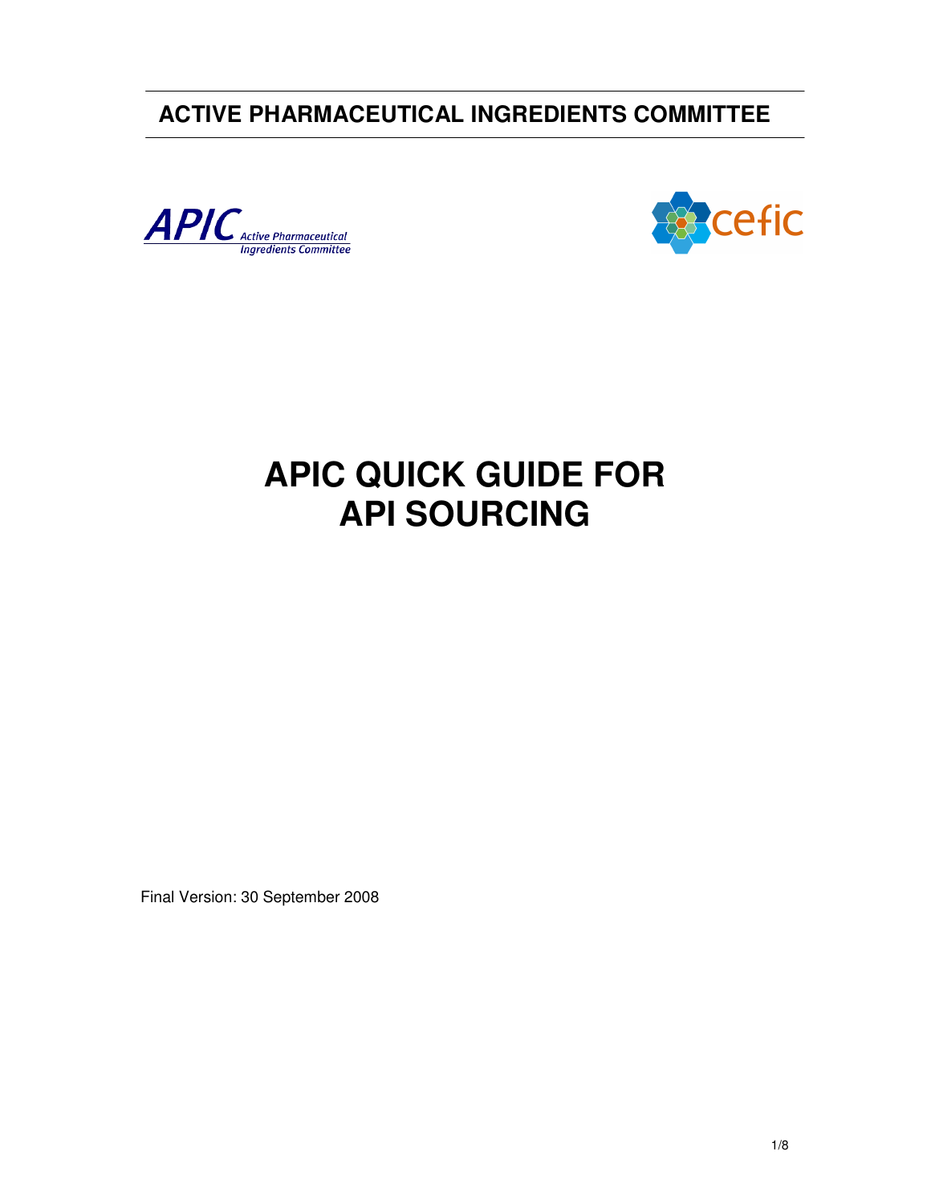**ACTIVE PHARMACEUTICAL INGREDIENTS COMMITTEE**

# APIC QUICK GUIDE FOR API SOURCING

Final Version: 30 September 2008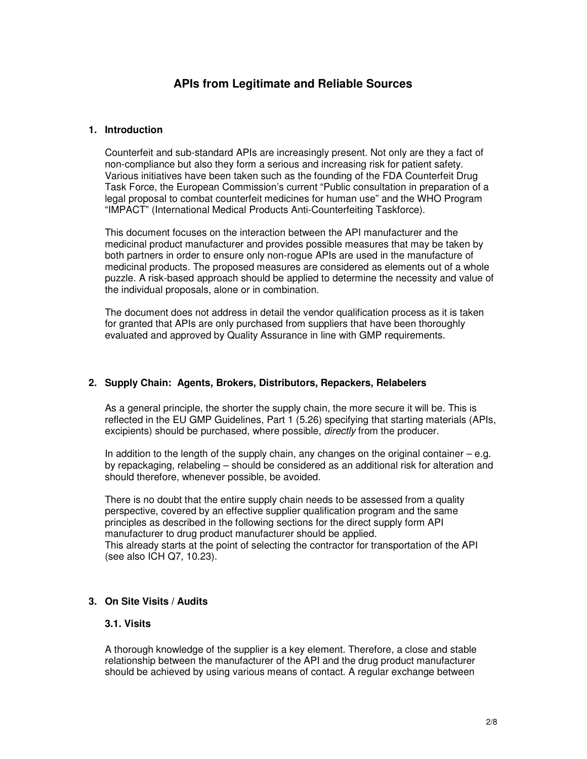# APIs from Legitimate and Reliable Sources

## 1. Introduction

Counterfeit and sub-standard APIs are increasingly present. Not only are they a fact of non-compliance but also they form a serious and increasing risk for patient safety. Various initiatives have been taken such as the founding of the FDA Counterfeit Drug Task Force, the European Commission's current "Public consultation in preparation of a legal proposal to combat counterfeit medicines for human use" and the WHO Program "IMPACT" (International Medical Products Anti-Counterfeiting Taskforce).

This document focuses on the interaction between the API manufacturer and the medicinal product manufacturer and provides possible measures that may be taken by both partners in order to ensure only non-rogue APIs are used in the manufacture of medicinal products. The proposed measures are considered as elements out of a whole puzzle. A risk-based approach should be applied to determine the necessity and value of the individual proposals, alone or in combination.

The document does not address in detail the vendor qualification process as it is taken for granted that APIs are only purchased from suppliers that have been thoroughly evaluated and approved by Quality Assurance in line with GMP requirements.

## 2. Supply Chain: Agents, Brokers, Distributors, Repackers, Relabelers

As a general principle, the shorter the supply chain, the more secure it will be. This is reflected in the EU GMP Guidelines, Part 1 (5.26) specifying that starting materials (APIs, excipients) should be purchased, where possible, *directly* from the producer.

In addition to the length of the supply chain, any changes on the original container – e.g. by repackaging, relabeling – should be considered as an additional risk for alteration and should therefore, whenever possible, be avoided.

There is no doubt that the entire supply chain needs to be assessed from a quality perspective, covered by an effective supplier qualification program and the same principles as described in the following sections for the direct supply form API manufacturer to drug product manufacturer should be applied.
This already starts at the point of selecting the contractor for transportation of the API (see also ICH Q7, 10.23).

## 3. On Site Visits / Audits

### 3.1. Visits

A thorough knowledge of the supplier is a key element. Therefore, a close and stable relationship between the manufacturer of the API and the drug product manufacturer should be achieved by using various means of contact. A regular exchange between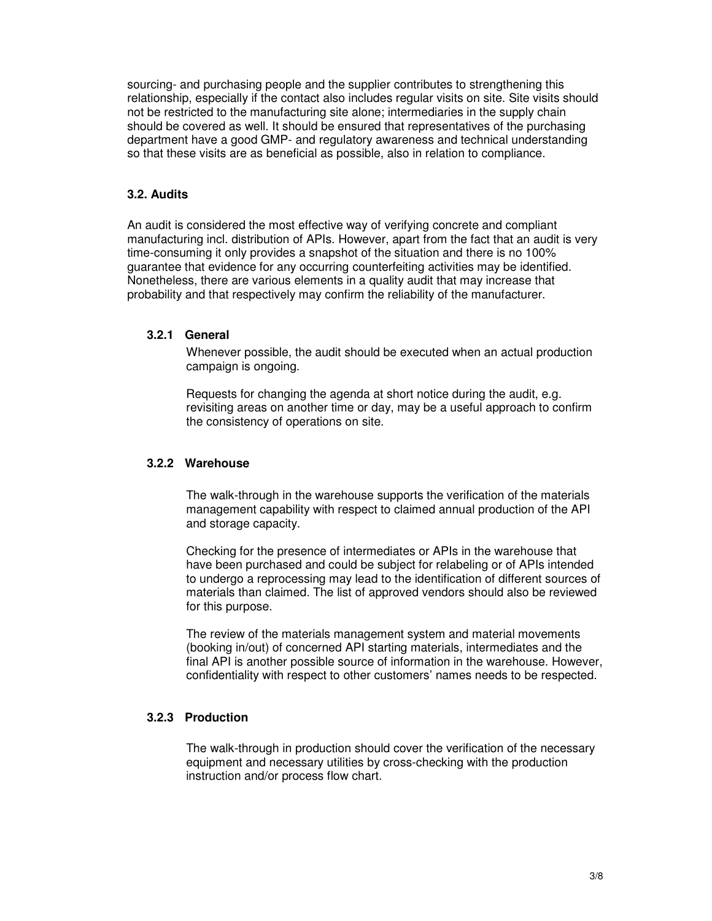sourcing- and purchasing people and the supplier contributes to strengthening this relationship, especially if the contact also includes regular visits on site. Site visits should not be restricted to the manufacturing site alone; intermediaries in the supply chain should be covered as well. It should be ensured that representatives of the purchasing department have a good GMP- and regulatory awareness and technical understanding so that these visits are as beneficial as possible, also in relation to compliance.

## 3.2. Audits

An audit is considered the most effective way of verifying concrete and compliant manufacturing incl. distribution of APIs. However, apart from the fact that an audit is very time-consuming it only provides a snapshot of the situation and there is no 100% guarantee that evidence for any occurring counterfeiting activities may be identified. Nonetheless, there are various elements in a quality audit that may increase that probability and that respectively may confirm the reliability of the manufacturer.

### 3.2.1 General

Whenever possible, the audit should be executed when an actual production campaign is ongoing.

Requests for changing the agenda at short notice during the audit, e.g. revisiting areas on another time or day, may be a useful approach to confirm the consistency of operations on site.

### 3.2.2 Warehouse

The walk-through in the warehouse supports the verification of the materials management capability with respect to claimed annual production of the API and storage capacity.

Checking for the presence of intermediates or APIs in the warehouse that have been purchased and could be subject for relabeling or of APIs intended to undergo a reprocessing may lead to the identification of different sources of materials than claimed. The list of approved vendors should also be reviewed for this purpose.

The review of the materials management system and material movements (booking in/out) of concerned API starting materials, intermediates and the final API is another possible source of information in the warehouse. However, confidentiality with respect to other customers' names needs to be respected.

### 3.2.3 Production

The walk-through in production should cover the verification of the necessary equipment and necessary utilities by cross-checking with the production instruction and/or process flow chart.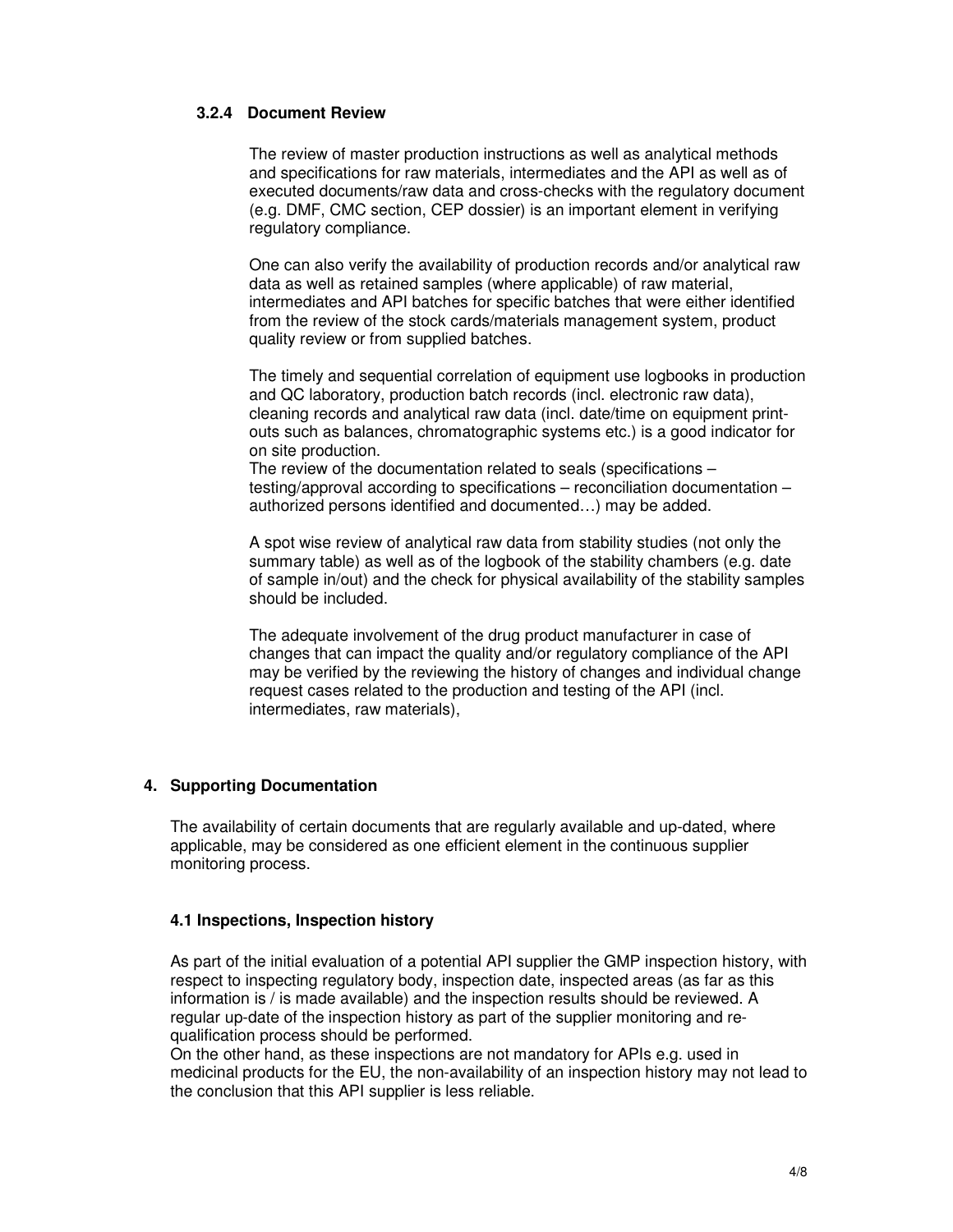#### 3.2.4 Document Review

The review of master production instructions as well as analytical methods and specifications for raw materials, intermediates and the API as well as of executed documents/raw data and cross-checks with the regulatory document (e.g. DMF, CMC section, CEP dossier) is an important element in verifying regulatory compliance.

One can also verify the availability of production records and/or analytical raw data as well as retained samples (where applicable) of raw material, intermediates and API batches for specific batches that were either identified from the review of the stock cards/materials management system, product quality review or from supplied batches.

The timely and sequential correlation of equipment use logbooks in production and QC laboratory, production batch records (incl. electronic raw data), cleaning records and analytical raw data (incl. date/time on equipment print-outs such as balances, chromatographic systems etc.) is a good indicator for on site production.
The review of the documentation related to seals (specifications – testing/approval according to specifications – reconciliation documentation – authorized persons identified and documented…) may be added.

A spot wise review of analytical raw data from stability studies (not only the summary table) as well as of the logbook of the stability chambers (e.g. date of sample in/out) and the check for physical availability of the stability samples should be included.

The adequate involvement of the drug product manufacturer in case of changes that can impact the quality and/or regulatory compliance of the API may be verified by the reviewing the history of changes and individual change request cases related to the production and testing of the API (incl. intermediates, raw materials),

## 4. Supporting Documentation

The availability of certain documents that are regularly available and up-dated, where applicable, may be considered as one efficient element in the continuous supplier monitoring process.

### 4.1 Inspections, Inspection history

As part of the initial evaluation of a potential API supplier the GMP inspection history, with respect to inspecting regulatory body, inspection date, inspected areas (as far as this information is / is made available) and the inspection results should be reviewed. A regular up-date of the inspection history as part of the supplier monitoring and re-qualification process should be performed.
On the other hand, as these inspections are not mandatory for APIs e.g. used in medicinal products for the EU, the non-availability of an inspection history may not lead to the conclusion that this API supplier is less reliable.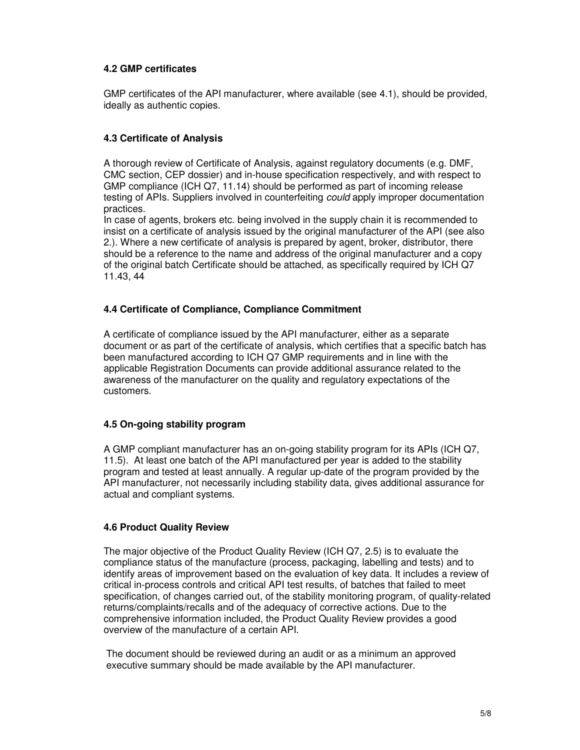### 4.2 GMP certificates

GMP certificates of the API manufacturer, where available (see 4.1), should be provided, ideally as authentic copies.

### 4.3 Certificate of Analysis

A thorough review of Certificate of Analysis, against regulatory documents (e.g. DMF, CMC section, CEP dossier) and in-house specification respectively, and with respect to GMP compliance (ICH Q7, 11.14) should be performed as part of incoming release testing of APIs. Suppliers involved in counterfeiting *could* apply improper documentation practices.
In case of agents, brokers etc. being involved in the supply chain it is recommended to insist on a certificate of analysis issued by the original manufacturer of the API (see also 2.). Where a new certificate of analysis is prepared by agent, broker, distributor, there should be a reference to the name and address of the original manufacturer and a copy of the original batch Certificate should be attached, as specifically required by ICH Q7 11.43, 44

### 4.4 Certificate of Compliance, Compliance Commitment

A certificate of compliance issued by the API manufacturer, either as a separate document or as part of the certificate of analysis, which certifies that a specific batch has been manufactured according to ICH Q7 GMP requirements and in line with the applicable Registration Documents can provide additional assurance related to the awareness of the manufacturer on the quality and regulatory expectations of the customers.

### 4.5 On-going stability program

A GMP compliant manufacturer has an on-going stability program for its APIs (ICH Q7, 11.5). At least one batch of the API manufactured per year is added to the stability program and tested at least annually. A regular up-date of the program provided by the API manufacturer, not necessarily including stability data, gives additional assurance for actual and compliant systems.

### 4.6 Product Quality Review

The major objective of the Product Quality Review (ICH Q7, 2.5) is to evaluate the compliance status of the manufacture (process, packaging, labelling and tests) and to identify areas of improvement based on the evaluation of key data. It includes a review of critical in-process controls and critical API test results, of batches that failed to meet specification, of changes carried out, of the stability monitoring program, of quality-related returns/complaints/recalls and of the adequacy of corrective actions. Due to the comprehensive information included, the Product Quality Review provides a good overview of the manufacture of a certain API.

The document should be reviewed during an audit or as a minimum an approved executive summary should be made available by the API manufacturer.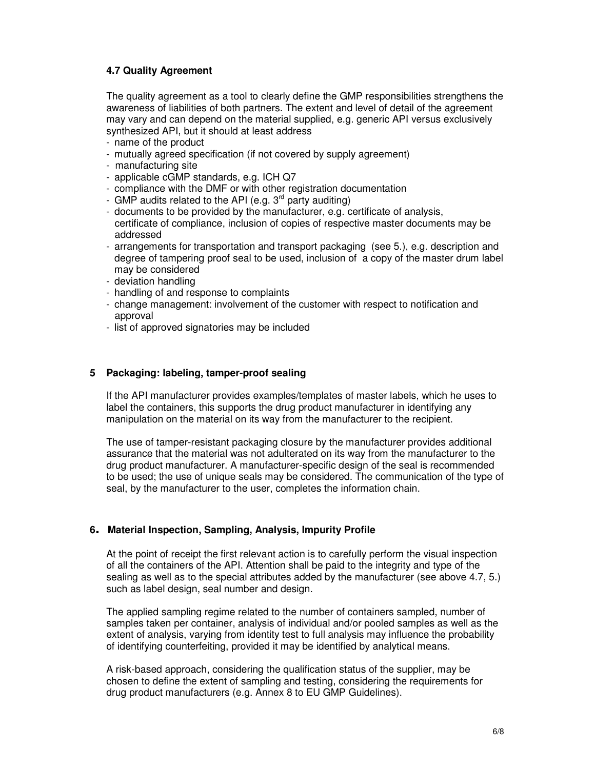### 4.7 Quality Agreement

The quality agreement as a tool to clearly define the GMP responsibilities strengthens the awareness of liabilities of both partners. The extent and level of detail of the agreement may vary and can depend on the material supplied, e.g. generic API versus exclusively synthesized API, but it should at least address

- name of the product
- mutually agreed specification (if not covered by supply agreement)
- manufacturing site
- applicable cGMP standards, e.g. ICH Q7
- compliance with the DMF or with other registration documentation
- GMP audits related to the API (e.g. 3rd party auditing)
- documents to be provided by the manufacturer, e.g. certificate of analysis, certificate of compliance, inclusion of copies of respective master documents may be addressed
- arrangements for transportation and transport packaging (see 5.), e.g. description and degree of tampering proof seal to be used, inclusion of a copy of the master drum label may be considered
- deviation handling
- handling of and response to complaints
- change management: involvement of the customer with respect to notification and approval
- list of approved signatories may be included

## 5 Packaging: labeling, tamper-proof sealing

If the API manufacturer provides examples/templates of master labels, which he uses to label the containers, this supports the drug product manufacturer in identifying any manipulation on the material on its way from the manufacturer to the recipient.

The use of tamper-resistant packaging closure by the manufacturer provides additional assurance that the material was not adulterated on its way from the manufacturer to the drug product manufacturer. A manufacturer-specific design of the seal is recommended to be used; the use of unique seals may be considered. The communication of the type of seal, by the manufacturer to the user, completes the information chain.

## 6. Material Inspection, Sampling, Analysis, Impurity Profile

At the point of receipt the first relevant action is to carefully perform the visual inspection of all the containers of the API. Attention shall be paid to the integrity and type of the sealing as well as to the special attributes added by the manufacturer (see above 4.7, 5.) such as label design, seal number and design.

The applied sampling regime related to the number of containers sampled, number of samples taken per container, analysis of individual and/or pooled samples as well as the extent of analysis, varying from identity test to full analysis may influence the probability of identifying counterfeiting, provided it may be identified by analytical means.

A risk-based approach, considering the qualification status of the supplier, may be chosen to define the extent of sampling and testing, considering the requirements for drug product manufacturers (e.g. Annex 8 to EU GMP Guidelines).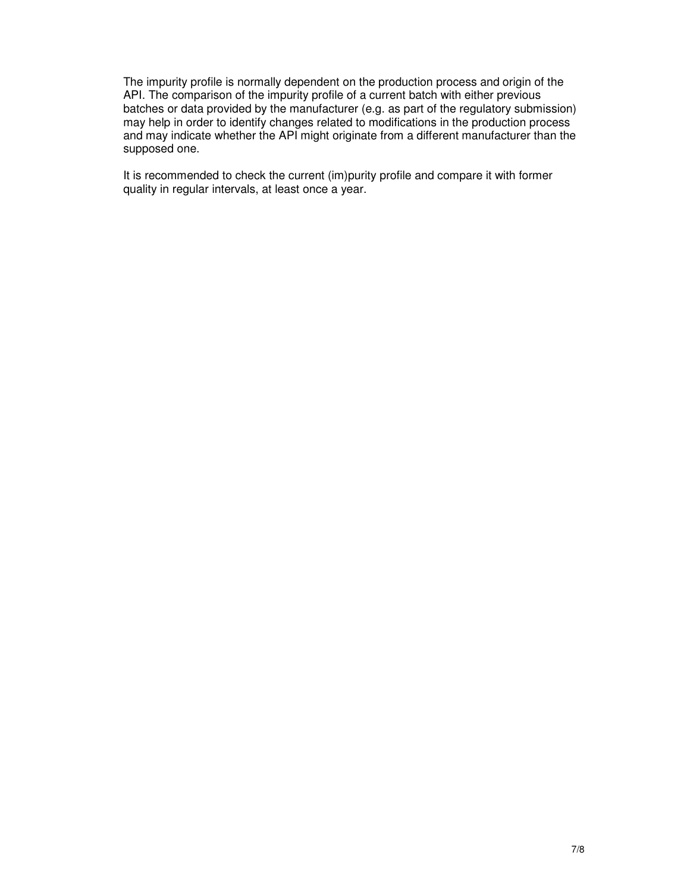The impurity profile is normally dependent on the production process and origin of the API. The comparison of the impurity profile of a current batch with either previous batches or data provided by the manufacturer (e.g. as part of the regulatory submission) may help in order to identify changes related to modifications in the production process and may indicate whether the API might originate from a different manufacturer than the supposed one.

It is recommended to check the current (im)purity profile and compare it with former quality in regular intervals, at least once a year.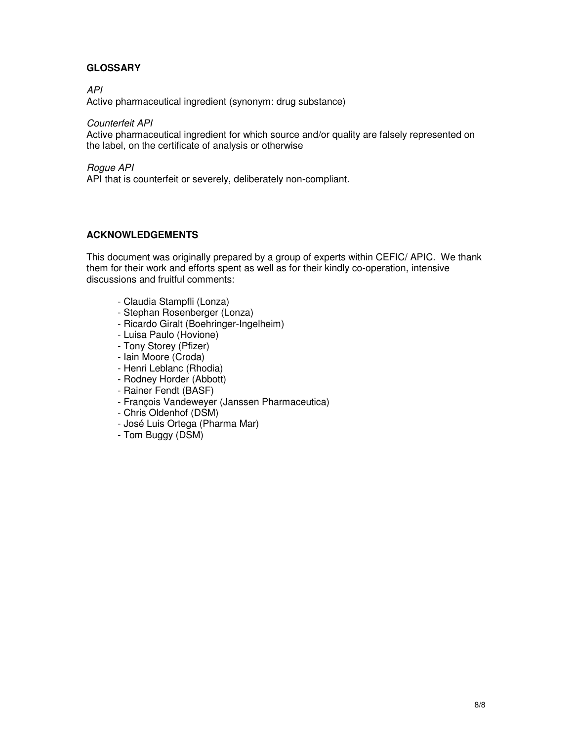## GLOSSARY

*API*
Active pharmaceutical ingredient (synonym: drug substance)

*Counterfeit API*
Active pharmaceutical ingredient for which source and/or quality are falsely represented on the label, on the certificate of analysis or otherwise

*Rogue API*
API that is counterfeit or severely, deliberately non-compliant.

## ACKNOWLEDGEMENTS

This document was originally prepared by a group of experts within CEFIC/ APIC. We thank them for their work and efforts spent as well as for their kindly co-operation, intensive discussions and fruitful comments:

- Claudia Stampfli (Lonza)
- Stephan Rosenberger (Lonza)
- Ricardo Giralt (Boehringer-Ingelheim)
- Luisa Paulo (Hovione)
- Tony Storey (Pfizer)
- Iain Moore (Croda)
- Henri Leblanc (Rhodia)
- Rodney Horder (Abbott)
- Rainer Fendt (BASF)
- François Vandeweyer (Janssen Pharmaceutica)
- Chris Oldenhof (DSM)
- José Luis Ortega (Pharma Mar)
- Tom Buggy (DSM)